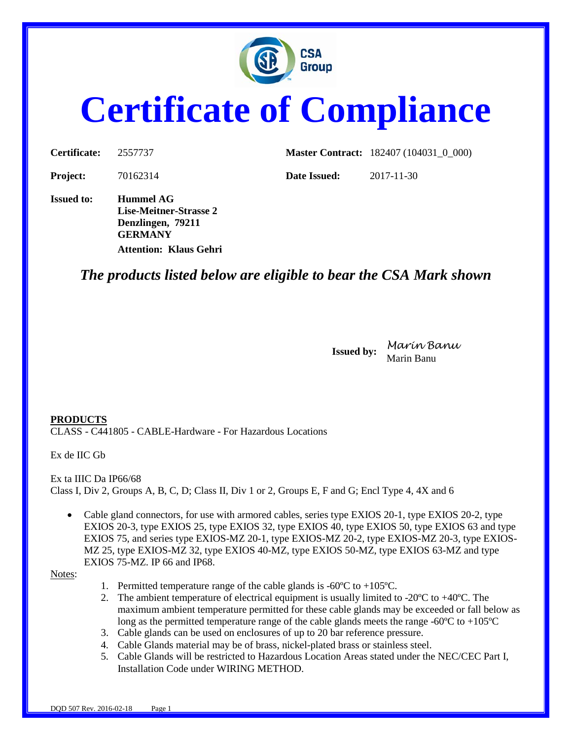# Certificate of Compliance

**Certificate:** 2557737 **Master Contract:** 182407 (104031_0_000)

**Project:** 70162314 **Date Issued:** 2017-11-30

**Issued to:** **Hummel AG**
**Lise-Meitner-Strasse 2**
**Denzlingen, 79211**
**GERMANY**
**Attention: Klaus Gehri**

***The products listed below are eligible to bear the CSA Mark shown***

**Issued by:** *Marin Banu*
Marin Banu

**PRODUCTS**

CLASS - C441805 - CABLE-Hardware - For Hazardous Locations

Ex de IIC Gb

Ex ta IIIC Da IP66/68
Class I, Div 2, Groups A, B, C, D; Class II, Div 1 or 2, Groups E, F and G; Encl Type 4, 4X and 6

- Cable gland connectors, for use with armored cables, series type EXIOS 20-1, type EXIOS 20-2, type EXIOS 20-3, type EXIOS 25, type EXIOS 32, type EXIOS 40, type EXIOS 50, type EXIOS 63 and type EXIOS 75, and series type EXIOS-MZ 20-1, type EXIOS-MZ 20-2, type EXIOS-MZ 20-3, type EXIOS-MZ 25, type EXIOS-MZ 32, type EXIOS 40-MZ, type EXIOS 50-MZ, type EXIOS 63-MZ and type EXIOS 75-MZ. IP 66 and IP68.

Notes:

1. Permitted temperature range of the cable glands is -60ºC to +105ºC.
2. The ambient temperature of electrical equipment is usually limited to -20ºC to +40ºC. The maximum ambient temperature permitted for these cable glands may be exceeded or fall below as long as the permitted temperature range of the cable glands meets the range -60ºC to +105ºC
3. Cable glands can be used on enclosures of up to 20 bar reference pressure.
4. Cable Glands material may be of brass, nickel-plated brass or stainless steel.
5. Cable Glands will be restricted to Hazardous Location Areas stated under the NEC/CEC Part I, Installation Code under WIRING METHOD.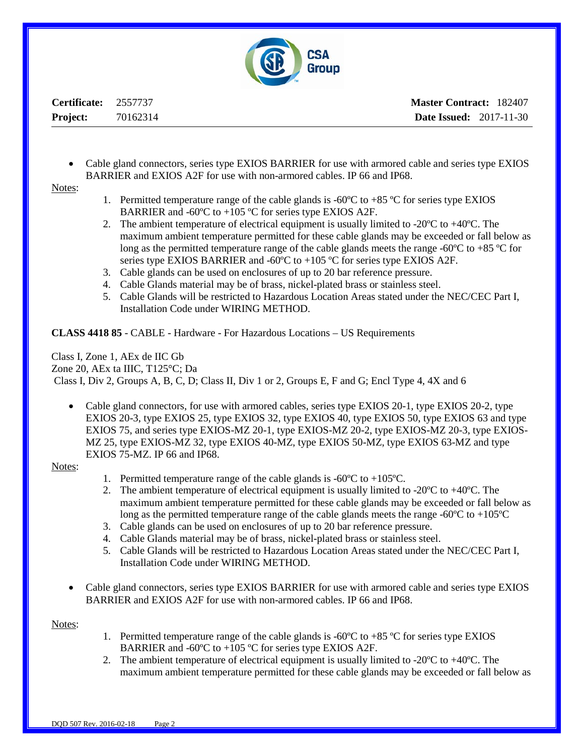**Certificate:** 2557737 **Master Contract:** 182407
**Project:** 70162314 **Date Issued:** 2017-11-30

- Cable gland connectors, series type EXIOS BARRIER for use with armored cable and series type EXIOS BARRIER and EXIOS A2F for use with non-armored cables. IP 66 and IP68.

Notes:

1. Permitted temperature range of the cable glands is -60ºC to +85 ºC for series type EXIOS BARRIER and -60ºC to +105 ºC for series type EXIOS A2F.
2. The ambient temperature of electrical equipment is usually limited to -20ºC to +40ºC. The maximum ambient temperature permitted for these cable glands may be exceeded or fall below as long as the permitted temperature range of the cable glands meets the range -60ºC to +85 ºC for series type EXIOS BARRIER and -60ºC to +105 ºC for series type EXIOS A2F.
3. Cable glands can be used on enclosures of up to 20 bar reference pressure.
4. Cable Glands material may be of brass, nickel-plated brass or stainless steel.
5. Cable Glands will be restricted to Hazardous Location Areas stated under the NEC/CEC Part I, Installation Code under WIRING METHOD.

**CLASS 4418 85** - CABLE - Hardware - For Hazardous Locations – US Requirements

Class I, Zone 1, AEx de IIC Gb
Zone 20, AEx ta IIIC, T125°C; Da
Class I, Div 2, Groups A, B, C, D; Class II, Div 1 or 2, Groups E, F and G; Encl Type 4, 4X and 6

- Cable gland connectors, for use with armored cables, series type EXIOS 20-1, type EXIOS 20-2, type EXIOS 20-3, type EXIOS 25, type EXIOS 32, type EXIOS 40, type EXIOS 50, type EXIOS 63 and type EXIOS 75, and series type EXIOS-MZ 20-1, type EXIOS-MZ 20-2, type EXIOS-MZ 20-3, type EXIOS-MZ 25, type EXIOS-MZ 32, type EXIOS 40-MZ, type EXIOS 50-MZ, type EXIOS 63-MZ and type EXIOS 75-MZ. IP 66 and IP68.

Notes:

1. Permitted temperature range of the cable glands is -60ºC to +105ºC.
2. The ambient temperature of electrical equipment is usually limited to -20ºC to +40ºC. The maximum ambient temperature permitted for these cable glands may be exceeded or fall below as long as the permitted temperature range of the cable glands meets the range -60ºC to +105ºC
3. Cable glands can be used on enclosures of up to 20 bar reference pressure.
4. Cable Glands material may be of brass, nickel-plated brass or stainless steel.
5. Cable Glands will be restricted to Hazardous Location Areas stated under the NEC/CEC Part I, Installation Code under WIRING METHOD.

- Cable gland connectors, series type EXIOS BARRIER for use with armored cable and series type EXIOS BARRIER and EXIOS A2F for use with non-armored cables. IP 66 and IP68.

Notes:

1. Permitted temperature range of the cable glands is -60ºC to +85 ºC for series type EXIOS BARRIER and -60ºC to +105 ºC for series type EXIOS A2F.
2. The ambient temperature of electrical equipment is usually limited to -20ºC to +40ºC. The maximum ambient temperature permitted for these cable glands may be exceeded or fall below as

DQD 507 Rev. 2016-02-18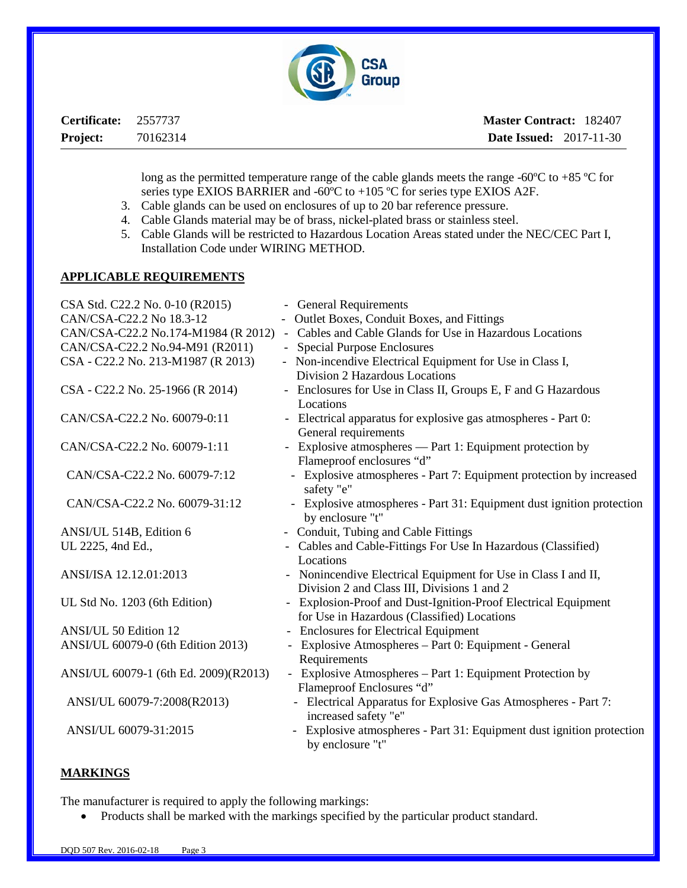| **Certificate:** | 2557737 | **Master Contract:** | 182407 |
|---|---|---|---|
| **Project:** | 70162314 | **Date Issued:** | 2017-11-30 |

long as the permitted temperature range of the cable glands meets the range -60ºC to +85 ºC for series type EXIOS BARRIER and -60ºC to +105 ºC for series type EXIOS A2F.

3. Cable glands can be used on enclosures of up to 20 bar reference pressure.
4. Cable Glands material may be of brass, nickel-plated brass or stainless steel.
5. Cable Glands will be restricted to Hazardous Location Areas stated under the NEC/CEC Part I, Installation Code under WIRING METHOD.

## APPLICABLE REQUIREMENTS

| | |
|---|---|
| CSA Std. C22.2 No. 0-10 (R2015) | - General Requirements |
| CAN/CSA-C22.2 No 18.3-12 | - Outlet Boxes, Conduit Boxes, and Fittings |
| CAN/CSA-C22.2 No.174-M1984 (R 2012) | - Cables and Cable Glands for Use in Hazardous Locations |
| CAN/CSA-C22.2 No.94-M91 (R2011) | - Special Purpose Enclosures |
| CSA - C22.2 No. 213-M1987 (R 2013) | - Non-incendive Electrical Equipment for Use in Class I, Division 2 Hazardous Locations |
| CSA - C22.2 No. 25-1966 (R 2014) | - Enclosures for Use in Class II, Groups E, F and G Hazardous Locations |
| CAN/CSA-C22.2 No. 60079-0:11 | - Electrical apparatus for explosive gas atmospheres - Part 0: General requirements |
| CAN/CSA-C22.2 No. 60079-1:11 | - Explosive atmospheres — Part 1: Equipment protection by Flameproof enclosures “d” |
| CAN/CSA-C22.2 No. 60079-7:12 | - Explosive atmospheres - Part 7: Equipment protection by increased safety "e" |
| CAN/CSA-C22.2 No. 60079-31:12 | - Explosive atmospheres - Part 31: Equipment dust ignition protection by enclosure "t" |
| ANSI/UL 514B, Edition 6 | - Conduit, Tubing and Cable Fittings |
| UL 2225, 4nd Ed., | - Cables and Cable-Fittings For Use In Hazardous (Classified) Locations |
| ANSI/ISA 12.12.01:2013 | - Nonincendive Electrical Equipment for Use in Class I and II, Division 2 and Class III, Divisions 1 and 2 |
| UL Std No. 1203 (6th Edition) | - Explosion-Proof and Dust-Ignition-Proof Electrical Equipment for Use in Hazardous (Classified) Locations |
| ANSI/UL 50 Edition 12 | - Enclosures for Electrical Equipment |
| ANSI/UL 60079-0 (6th Edition 2013) | - Explosive Atmospheres – Part 0: Equipment - General Requirements |
| ANSI/UL 60079-1 (6th Ed. 2009)(R2013) | - Explosive Atmospheres – Part 1: Equipment Protection by Flameproof Enclosures “d” |
| ANSI/UL 60079-7:2008(R2013) | - Electrical Apparatus for Explosive Gas Atmospheres - Part 7: increased safety "e" |
| ANSI/UL 60079-31:2015 | - Explosive atmospheres - Part 31: Equipment dust ignition protection by enclosure "t" |

## MARKINGS

The manufacturer is required to apply the following markings:

- Products shall be marked with the markings specified by the particular product standard.

DQD 507 Rev. 2016-02-18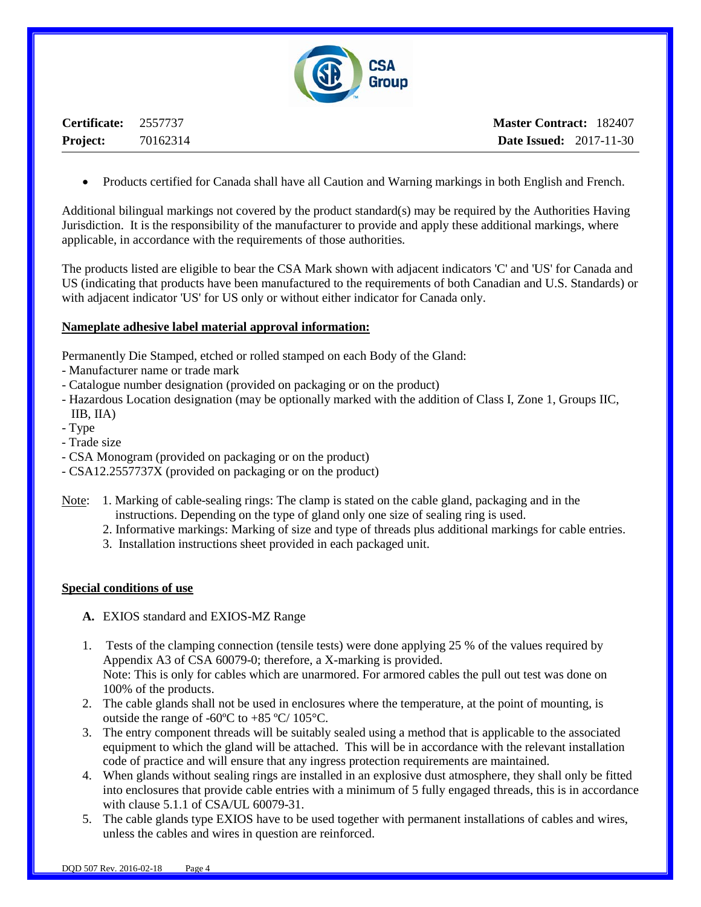- Products certified for Canada shall have all Caution and Warning markings in both English and French.

Additional bilingual markings not covered by the product standard(s) may be required by the Authorities Having Jurisdiction. It is the responsibility of the manufacturer to provide and apply these additional markings, where applicable, in accordance with the requirements of those authorities.

The products listed are eligible to bear the CSA Mark shown with adjacent indicators 'C' and 'US' for Canada and US (indicating that products have been manufactured to the requirements of both Canadian and U.S. Standards) or with adjacent indicator 'US' for US only or without either indicator for Canada only.

**Nameplate adhesive label material approval information:**

Permanently Die Stamped, etched or rolled stamped on each Body of the Gland:
- Manufacturer name or trade mark
- Catalogue number designation (provided on packaging or on the product)
- Hazardous Location designation (may be optionally marked with the addition of Class I, Zone 1, Groups IIC, IIB, IIA)
- Type
- Trade size
- CSA Monogram (provided on packaging or on the product)
- CSA12.2557737X (provided on packaging or on the product)

Note:
1. Marking of cable-sealing rings: The clamp is stated on the cable gland, packaging and in the instructions. Depending on the type of gland only one size of sealing ring is used.
2. Informative markings: Marking of size and type of threads plus additional markings for cable entries.
3. Installation instructions sheet provided in each packaged unit.

**Special conditions of use**

**A.** EXIOS standard and EXIOS-MZ Range

1. Tests of the clamping connection (tensile tests) were done applying 25 % of the values required by Appendix A3 of CSA 60079-0; therefore, a X-marking is provided.
   Note: This is only for cables which are unarmored. For armored cables the pull out test was done on 100% of the products.
2. The cable glands shall not be used in enclosures where the temperature, at the point of mounting, is outside the range of -60ºC to +85 ºC/ 105°C.
3. The entry component threads will be suitably sealed using a method that is applicable to the associated equipment to which the gland will be attached. This will be in accordance with the relevant installation code of practice and will ensure that any ingress protection requirements are maintained.
4. When glands without sealing rings are installed in an explosive dust atmosphere, they shall only be fitted into enclosures that provide cable entries with a minimum of 5 fully engaged threads, this is in accordance with clause 5.1.1 of CSA/UL 60079-31.
5. The cable glands type EXIOS have to be used together with permanent installations of cables and wires, unless the cables and wires in question are reinforced.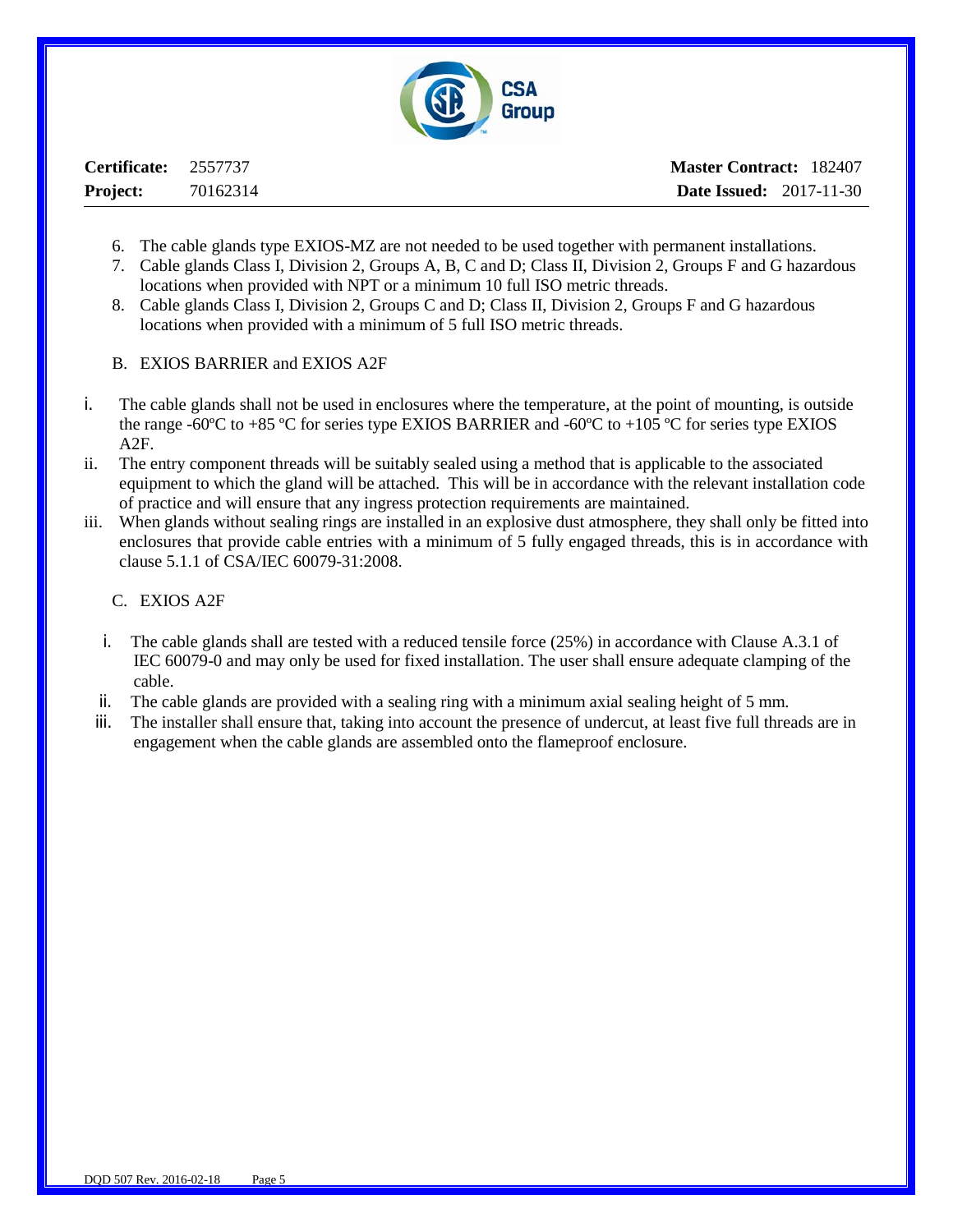| Certificate: 2557737 | Master Contract: 182407 |
|---|---|
| Project: 70162314 | Date Issued: 2017-11-30 |

6. The cable glands type EXIOS-MZ are not needed to be used together with permanent installations.
7. Cable glands Class I, Division 2, Groups A, B, C and D; Class II, Division 2, Groups F and G hazardous locations when provided with NPT or a minimum 10 full ISO metric threads.
8. Cable glands Class I, Division 2, Groups C and D; Class II, Division 2, Groups F and G hazardous locations when provided with a minimum of 5 full ISO metric threads.

B. EXIOS BARRIER and EXIOS A2F

i. The cable glands shall not be used in enclosures where the temperature, at the point of mounting, is outside the range -60ºC to +85 ºC for series type EXIOS BARRIER and -60ºC to +105 ºC for series type EXIOS A2F.
ii. The entry component threads will be suitably sealed using a method that is applicable to the associated equipment to which the gland will be attached. This will be in accordance with the relevant installation code of practice and will ensure that any ingress protection requirements are maintained.
iii. When glands without sealing rings are installed in an explosive dust atmosphere, they shall only be fitted into enclosures that provide cable entries with a minimum of 5 fully engaged threads, this is in accordance with clause 5.1.1 of CSA/IEC 60079-31:2008.

C. EXIOS A2F

i. The cable glands shall are tested with a reduced tensile force (25%) in accordance with Clause A.3.1 of IEC 60079-0 and may only be used for fixed installation. The user shall ensure adequate clamping of the cable.
ii. The cable glands are provided with a sealing ring with a minimum axial sealing height of 5 mm.
iii. The installer shall ensure that, taking into account the presence of undercut, at least five full threads are in engagement when the cable glands are assembled onto the flameproof enclosure.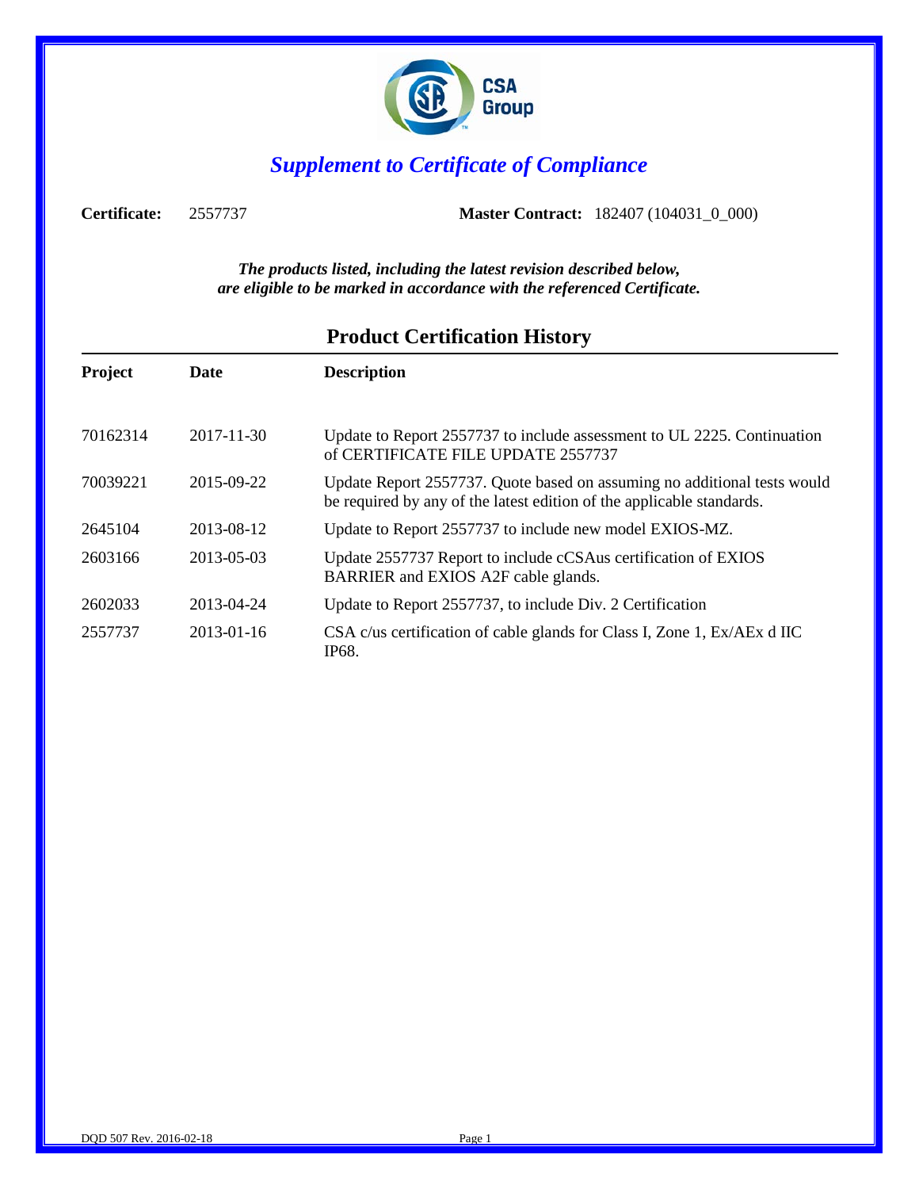# *Supplement to Certificate of Compliance*

**Certificate:** 2557737 **Master Contract:** 182407 (104031_0_000)

***The products listed, including the latest revision described below, are eligible to be marked in accordance with the referenced Certificate.***

## Product Certification History

| Project | Date | Description |
|---|---|---|
| 70162314 | 2017-11-30 | Update to Report 2557737 to include assessment to UL 2225. Continuation of CERTIFICATE FILE UPDATE 2557737 |
| 70039221 | 2015-09-22 | Update Report 2557737. Quote based on assuming no additional tests would be required by any of the latest edition of the applicable standards. |
| 2645104 | 2013-08-12 | Update to Report 2557737 to include new model EXIOS-MZ. |
| 2603166 | 2013-05-03 | Update 2557737 Report to include cCSAus certification of EXIOS BARRIER and EXIOS A2F cable glands. |
| 2602033 | 2013-04-24 | Update to Report 2557737, to include Div. 2 Certification |
| 2557737 | 2013-01-16 | CSA c/us certification of cable glands for Class I, Zone 1, Ex/AEx d IIC IP68. |

DQD 507 Rev. 2016-02-18